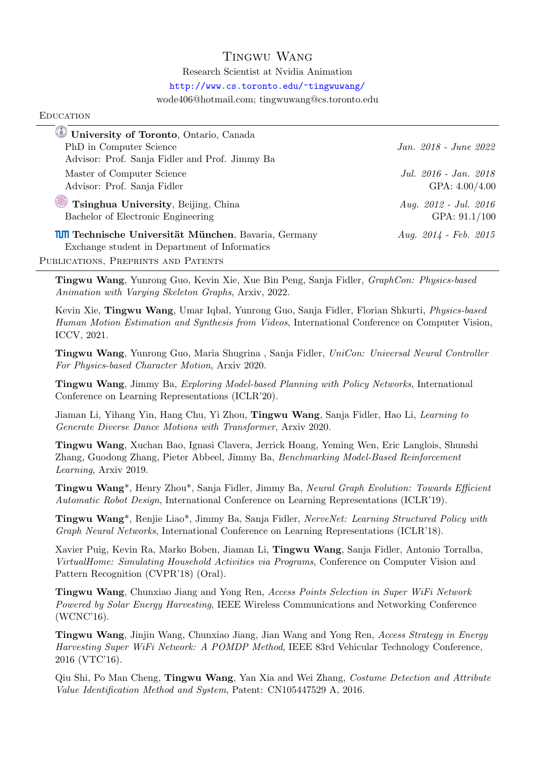# Tingwu Wang

Research Scientist at Nvidia Animation

http://www.cs.toronto.edu/~tingwuwang/

wode406@hotmail.com; tingwuwang@cs.toronto.edu

## Education

**University of Toronto**, Ontario, Canada
PhD in Computer Science — *Jan. 2018 - June 2022*
Advisor: Prof. Sanja Fidler and Prof. Jimmy Ba

Master of Computer Science — *Jul. 2016 - Jan. 2018*
Advisor: Prof. Sanja Fidler — GPA: 4.00/4.00

**Tsinghua University**, Beijing, China — *Aug. 2012 - Jul. 2016*
Bachelor of Electronic Engineering — GPA: 91.1/100

**Technische Universität München**, Bavaria, Germany — *Aug. 2014 - Feb. 2015*
Exchange student in Department of Informatics

## Publications, Preprints and Patents

**Tingwu Wang**, Yunrong Guo, Kevin Xie, Xue Bin Peng, Sanja Fidler, *GraphCon: Physics-based Animation with Varying Skeleton Graphs*, Arxiv, 2022.

Kevin Xie, **Tingwu Wang**, Umar Iqbal, Yunrong Guo, Sanja Fidler, Florian Shkurti, *Physics-based Human Motion Estimation and Synthesis from Videos*, International Conference on Computer Vision, ICCV, 2021.

**Tingwu Wang**, Yunrong Guo, Maria Shugrina , Sanja Fidler, *UniCon: Universal Neural Controller For Physics-based Character Motion*, Arxiv 2020.

**Tingwu Wang**, Jimmy Ba, *Exploring Model-based Planning with Policy Networks*, International Conference on Learning Representations (ICLR'20).

Jiaman Li, Yihang Yin, Hang Chu, Yi Zhou, **Tingwu Wang**, Sanja Fidler, Hao Li, *Learning to Generate Diverse Dance Motions with Transformer*, Arxiv 2020.

**Tingwu Wang**, Xuchan Bao, Ignasi Clavera, Jerrick Hoang, Yeming Wen, Eric Langlois, Shunshi Zhang, Guodong Zhang, Pieter Abbeel, Jimmy Ba, *Benchmarking Model-Based Reinforcement Learning*, Arxiv 2019.

**Tingwu Wang***, Henry Zhou*, Sanja Fidler, Jimmy Ba, *Neural Graph Evolution: Towards Efficient Automatic Robot Design*, International Conference on Learning Representations (ICLR'19).

**Tingwu Wang***, Renjie Liao*, Jimmy Ba, Sanja Fidler, *NerveNet: Learning Structured Policy with Graph Neural Networks*, International Conference on Learning Representations (ICLR'18).

Xavier Puig, Kevin Ra, Marko Boben, Jiaman Li, **Tingwu Wang**, Sanja Fidler, Antonio Torralba, *VirtualHome: Simulating Household Activities via Programs*, Conference on Computer Vision and Pattern Recognition (CVPR'18) (Oral).

**Tingwu Wang**, Chunxiao Jiang and Yong Ren, *Access Points Selection in Super WiFi Network Powered by Solar Energy Harvesting*, IEEE Wireless Communications and Networking Conference (WCNC'16).

**Tingwu Wang**, Jinjin Wang, Chunxiao Jiang, Jian Wang and Yong Ren, *Access Strategy in Energy Harvesting Super WiFi Network: A POMDP Method*, IEEE 83rd Vehicular Technology Conference, 2016 (VTC'16).

Qiu Shi, Po Man Cheng, **Tingwu Wang**, Yan Xia and Wei Zhang, *Costume Detection and Attribute Value Identification Method and System*, Patent: CN105447529 A, 2016.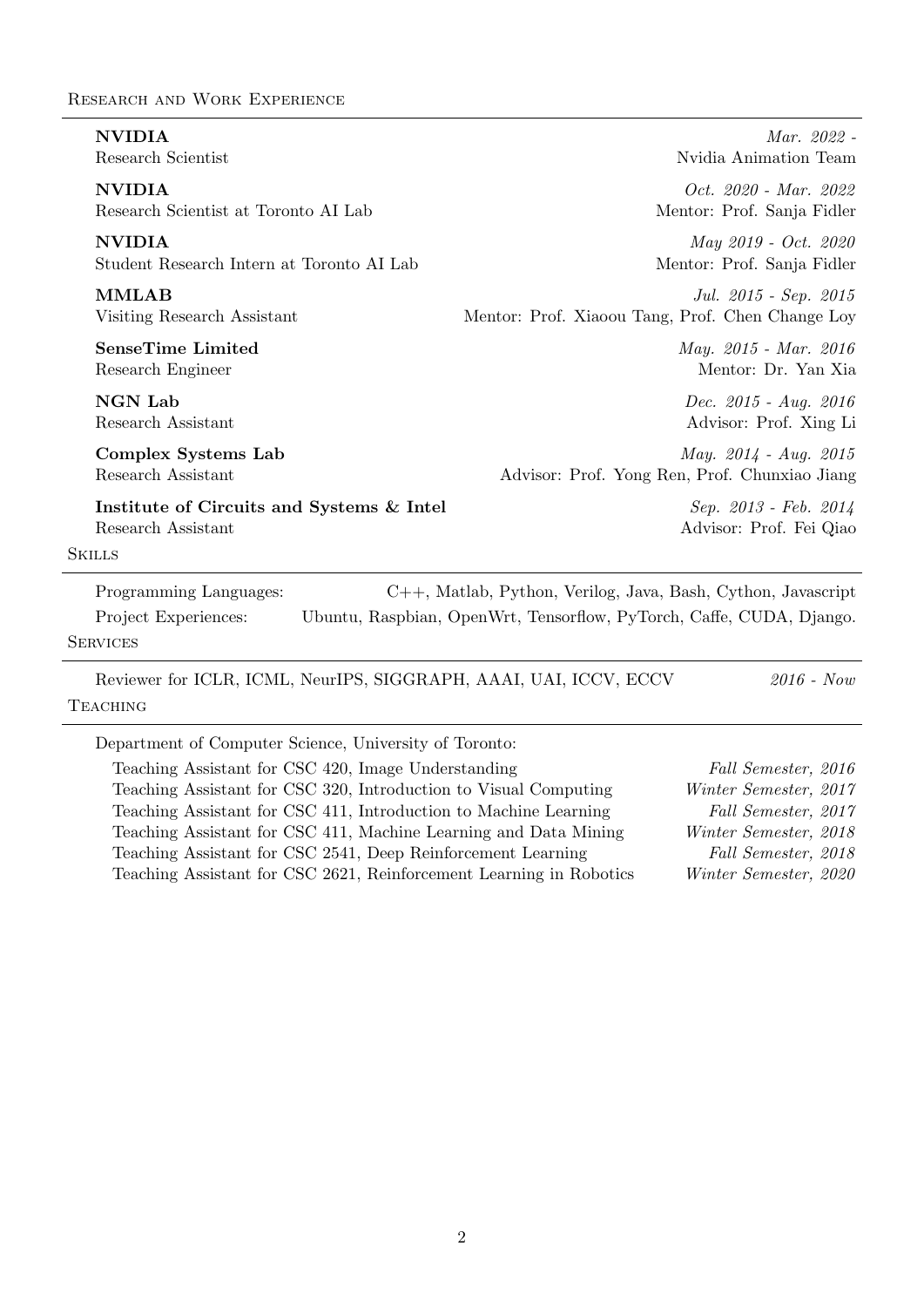## Research and Work Experience

**NVIDIA** — *Mar. 2022 -*
Research Scientist — Nvidia Animation Team

**NVIDIA** — *Oct. 2020 - Mar. 2022*
Research Scientist at Toronto AI Lab — Mentor: Prof. Sanja Fidler

**NVIDIA** — *May 2019 - Oct. 2020*
Student Research Intern at Toronto AI Lab — Mentor: Prof. Sanja Fidler

**MMLAB** — *Jul. 2015 - Sep. 2015*
Visiting Research Assistant — Mentor: Prof. Xiaoou Tang, Prof. Chen Change Loy

**SenseTime Limited** — *May. 2015 - Mar. 2016*
Research Engineer — Mentor: Dr. Yan Xia

**NGN Lab** — *Dec. 2015 - Aug. 2016*
Research Assistant — Advisor: Prof. Xing Li

**Complex Systems Lab** — *May. 2014 - Aug. 2015*
Research Assistant — Advisor: Prof. Yong Ren, Prof. Chunxiao Jiang

**Institute of Circuits and Systems & Intel** — *Sep. 2013 - Feb. 2014*
Research Assistant — Advisor: Prof. Fei Qiao

## Skills

Programming Languages: C++, Matlab, Python, Verilog, Java, Bash, Cython, Javascript

Project Experiences: Ubuntu, Raspbian, OpenWrt, Tensorflow, PyTorch, Caffe, CUDA, Django.

## Services

Reviewer for ICLR, ICML, NeurIPS, SIGGRAPH, AAAI, UAI, ICCV, ECCV — *2016 - Now*

## Teaching

Department of Computer Science, University of Toronto:

- Teaching Assistant for CSC 420, Image Understanding — *Fall Semester, 2016*
- Teaching Assistant for CSC 320, Introduction to Visual Computing — *Winter Semester, 2017*
- Teaching Assistant for CSC 411, Introduction to Machine Learning — *Fall Semester, 2017*
- Teaching Assistant for CSC 411, Machine Learning and Data Mining — *Winter Semester, 2018*
- Teaching Assistant for CSC 2541, Deep Reinforcement Learning — *Fall Semester, 2018*
- Teaching Assistant for CSC 2621, Reinforcement Learning in Robotics — *Winter Semester, 2020*